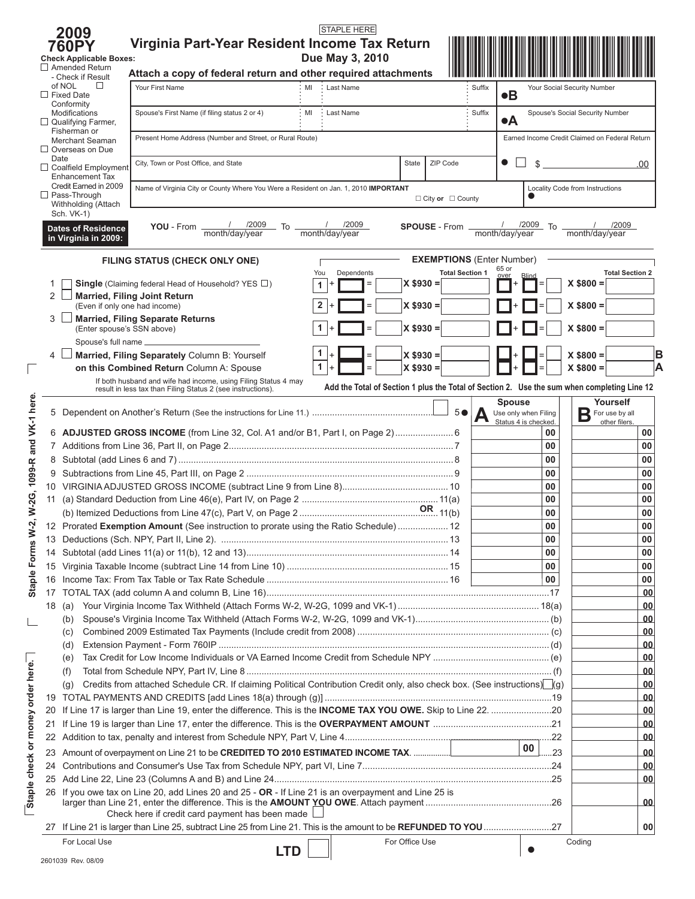STAPLE HERE

# 2009 760PY

# Virginia Part-Year Resident Income Tax Return

**Due May 3, 2010**

**Attach a copy of federal return and other required attachments**

**Check Applicable Boxes:**

- ☐ Amended Return - Check if Result of NOL ☐
- ☐ Fixed Date Conformity Modifications
- ☐ Qualifying Farmer, Fisherman or Merchant Seaman
- ☐ Overseas on Due Date
- ☐ Coalfield Employment Enhancement Tax Credit Earned in 2009
- ☐ Pass-Through Withholding (Attach Sch. VK-1)

| Your First Name | MI | Last Name | Suffix | ●B Your Social Security Number |
|---|---|---|---|---|
| Spouse's First Name (if filing status 2 or 4) | MI | Last Name | Suffix | ●A Spouse's Social Security Number |
| Present Home Address (Number and Street, or Rural Route) | | | | Earned Income Credit Claimed on Federal Return |
| City, Town or Post Office, and State | | State | ZIP Code | ● ☐ $ .00 |
| Name of Virginia City or County Where You Were a Resident on Jan. 1, 2010 **IMPORTANT** ☐ City **or** ☐ County | | | | Locality Code from Instructions ● |

**Dates of Residence in Virginia in 2009:** **YOU** - From ___/___/2009 (month/day/year) To ___/___/2009 (month/day/year) **SPOUSE** - From ___/___/2009 (month/day/year) To ___/___/2009 (month/day/year)

**FILING STATUS (CHECK ONLY ONE)**

**EXEMPTIONS** (Enter Number)

| | Filing Status | You | Dependents | | Total Section 1 | 65 or over | Blind | | Total Section 2 |
|---|---|---|---|---|---|---|---|---|---|
| 1 | ☐ **Single** (Claiming federal Head of Household? YES ☐) | 1 + | = | X $930 = | | + | = | X $800 = | |
| 2 | ☐ **Married, Filing Joint Return** (Even if only one had income) | 2 + | = | X $930 = | | + | = | X $800 = | |
| 3 | ☐ **Married, Filing Separate Returns** (Enter spouse's SSN above) Spouse's full name ________ | 1 + | = | X $930 = | | + | = | X $800 = | |
| 4 | ☐ **Married, Filing Separately** Column B: Yourself | 1 + | = | X $930 = | | + | = | X $800 = | B |
| | **on this Combined Return** Column A: Spouse | 1 + | = | X $930 = | | + | = | X $800 = | A |

If both husband and wife had income, using Filing Status 4 may result in less tax than Filing Status 2 (see instructions).

**Add the Total of Section 1 plus the Total of Section 2. Use the sum when completing Line 12**

| Line | Description | A Spouse (Use only when Filing Status 4 is checked.) | B Yourself (For use by all other filers.) |
|---|---|---|---|
| 5 | Dependent on Another's Return (See the instructions for Line 11.) ☐ 5● | | |
| 6 | **ADJUSTED GROSS INCOME** (from Line 32, Col. A1 and/or B1, Part I, on Page 2) 6 | 00 | 00 |
| 7 | Additions from Line 36, Part II, on Page 2 7 | 00 | 00 |
| 8 | Subtotal (add Lines 6 and 7) 8 | 00 | 00 |
| 9 | Subtractions from Line 45, Part III, on Page 2 9 | 00 | 00 |
| 10 | VIRGINIA ADJUSTED GROSS INCOME (subtract Line 9 from Line 8) 10 | 00 | 00 |
| 11 | (a) Standard Deduction from Line 46(e), Part IV, on Page 2 11(a) | 00 | 00 |
| | (b) Itemized Deductions from Line 47(c), Part V, on Page 2 **OR** 11(b) | 00 | 00 |
| 12 | Prorated **Exemption Amount** (See instruction to prorate using the Ratio Schedule) 12 | 00 | 00 |
| 13 | Deductions (Sch. NPY, Part II, Line 2). 13 | 00 | 00 |
| 14 | Subtotal (add Lines 11(a) or 11(b), 12 and 13) 14 | 00 | 00 |
| 15 | Virginia Taxable Income (subtract Line 14 from Line 10) 15 | 00 | 00 |
| 16 | Income Tax: From Tax Table or Tax Rate Schedule 16 | 00 | 00 |

| Line | Description | Amount |
|---|---|---|
| 17 | TOTAL TAX (add column A and column B, Line 16) 17 | 00 |
| 18 | (a) Your Virginia Income Tax Withheld (Attach Forms W-2, W-2G, 1099 and VK-1) 18(a) | 00 |
| | (b) Spouse's Virginia Income Tax Withheld (Attach Forms W-2, W-2G, 1099 and VK-1) (b) | 00 |
| | (c) Combined 2009 Estimated Tax Payments (Include credit from 2008) (c) | 00 |
| | (d) Extension Payment - Form 760IP (d) | 00 |
| | (e) Tax Credit for Low Income Individuals or VA Earned Income Credit from Schedule NPY (e) | 00 |
| | (f) Total from Schedule NPY, Part IV, Line 8 (f) | 00 |
| | (g) Credits from attached Schedule CR. If claiming Political Contribution Credit only, also check box. (See instructions) ☐ (g) | 00 |
| 19 | TOTAL PAYMENTS AND CREDITS [add Lines 18(a) through (g)] 19 | 00 |
| 20 | If Line 17 is larger than Line 19, enter the difference. This is the **INCOME TAX YOU OWE.** Skip to Line 22. 20 | 00 |
| 21 | If Line 19 is larger than Line 17, enter the difference. This is the **OVERPAYMENT AMOUNT** 21 | 00 |
| 22 | Addition to tax, penalty and interest from Schedule NPY, Part V, Line 4 22 | 00 |
| 23 | Amount of overpayment on Line 21 to be **CREDITED TO 2010 ESTIMATED INCOME TAX.** [ 00 ] 23 | 00 |
| 24 | Contributions and Consumer's Use Tax from Schedule NPY, part VI, Line 7 24 | 00 |
| 25 | Add Line 22, Line 23 (Columns A and B) and Line 24 25 | 00 |
| 26 | If you owe tax on Line 20, add Lines 20 and 25 - **OR** - If Line 21 is an overpayment and Line 25 is larger than Line 21, enter the difference. This is the **AMOUNT YOU OWE**. Attach payment 26<br>Check here if credit card payment has been made ☐ | 00 |
| 27 | If Line 21 is larger than Line 25, subtract Line 25 from Line 21. This is the amount to be **REFUNDED TO YOU** 27 | 00 |

Staple Forms W-2, W-2G, 1099-R and VK-1 here.

Staple check or money order here.

For Local Use | **LTD** ☐ | For Office Use | ● | Coding

2601039 Rev. 08/09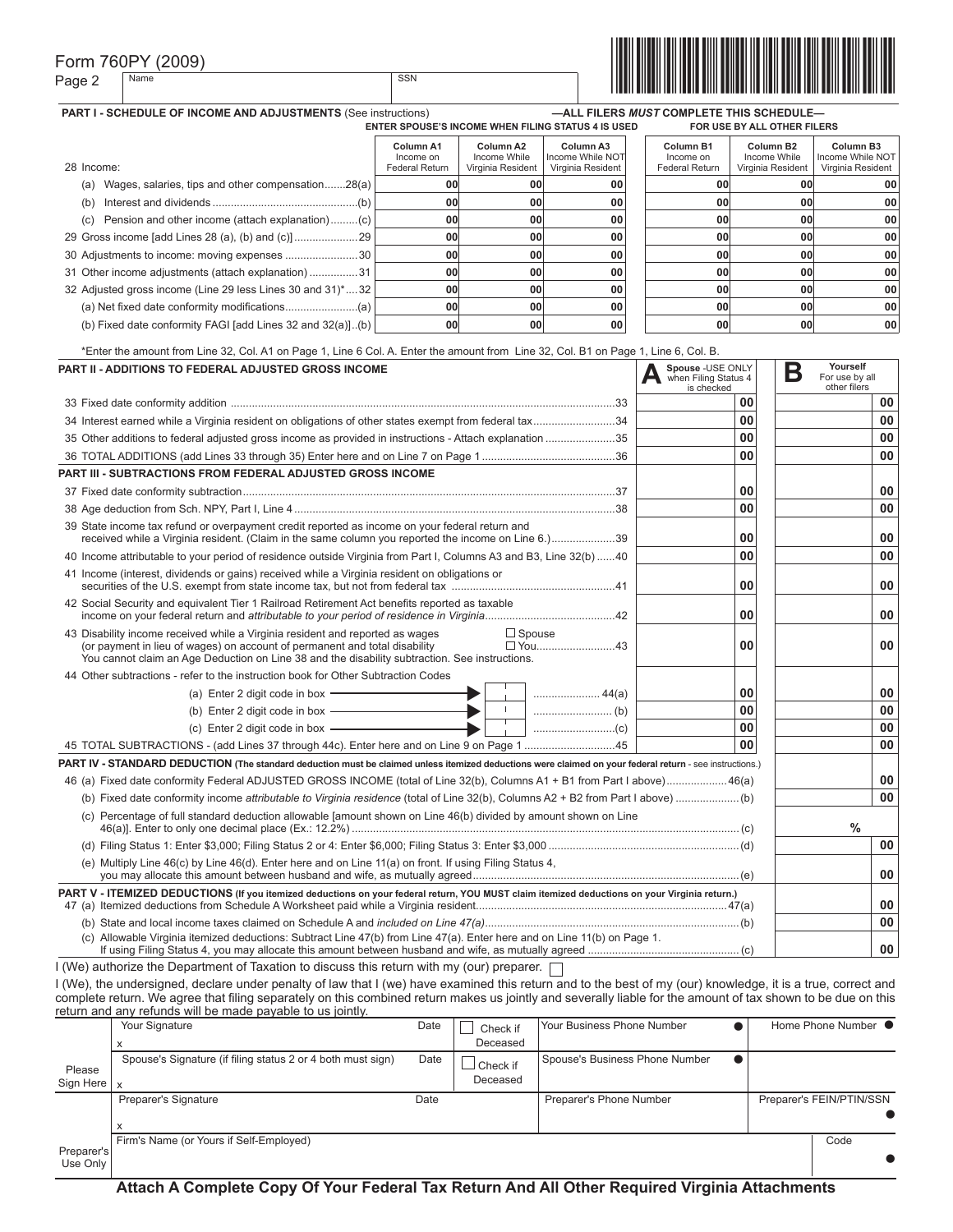Form 760PY (2009)
Page 2

| Name | SSN |
|---|---|
| | |

**PART I - SCHEDULE OF INCOME AND ADJUSTMENTS** (See instructions) —ALL FILERS *MUST* COMPLETE THIS SCHEDULE—

| | ENTER SPOUSE'S INCOME WHEN FILING STATUS 4 IS USED | | | FOR USE BY ALL OTHER FILERS | | |
|---|---|---|---|---|---|---|
| 28 Income: | Column A1 Income on Federal Return | Column A2 Income While Virginia Resident | Column A3 Income While NOT Virginia Resident | Column B1 Income on Federal Return | Column B2 Income While Virginia Resident | Column B3 Income While NOT Virginia Resident |
| (a) Wages, salaries, tips and other compensation.......28(a) | 00 | 00 | 00 | 00 | 00 | 00 |
| (b) Interest and dividends ..............................................(b) | 00 | 00 | 00 | 00 | 00 | 00 |
| (c) Pension and other income (attach explanation).........(c) | 00 | 00 | 00 | 00 | 00 | 00 |
| 29 Gross income [add Lines 28 (a), (b) and (c)] .....................29 | 00 | 00 | 00 | 00 | 00 | 00 |
| 30 Adjustments to income: moving expenses ........................30 | 00 | 00 | 00 | 00 | 00 | 00 |
| 31 Other income adjustments (attach explanation) ................31 | 00 | 00 | 00 | 00 | 00 | 00 |
| 32 Adjusted gross income (Line 29 less Lines 30 and 31)\* ....32 | 00 | 00 | 00 | 00 | 00 | 00 |
| (a) Net fixed date conformity modifications.......................(a) | 00 | 00 | 00 | 00 | 00 | 00 |
| (b) Fixed date conformity FAGI [add Lines 32 and 32(a)]..(b) | 00 | 00 | 00 | 00 | 00 | 00 |

*Enter the amount from Line 32, Col. A1 on Page 1, Line 6 Col. A. Enter the amount from Line 32, Col. B1 on Page 1, Line 6, Col. B.

| PART II - ADDITIONS TO FEDERAL ADJUSTED GROSS INCOME | **A** Spouse -USE ONLY when Filing Status 4 is checked | **B** Yourself For use by all other filers |
|---|---|---|
| 33 Fixed date conformity addition ..........................................33 | 00 | 00 |
| 34 Interest earned while a Virginia resident on obligations of other states exempt from federal tax...........34 | 00 | 00 |
| 35 Other additions to federal adjusted gross income as provided in instructions - Attach explanation .......35 | 00 | 00 |
| 36 TOTAL ADDITIONS (add Lines 33 through 35) Enter here and on Line 7 on Page 1 ...........................36 | 00 | 00 |
| **PART III - SUBTRACTIONS FROM FEDERAL ADJUSTED GROSS INCOME** | | |
| 37 Fixed date conformity subtraction..........................................37 | 00 | 00 |
| 38 Age deduction from Sch. NPY, Part I, Line 4 ..........................................38 | 00 | 00 |
| 39 State income tax refund or overpayment credit reported as income on your federal return and received while a Virginia resident. (Claim in the same column you reported the income on Line 6.).....................39 | 00 | 00 |
| 40 Income attributable to your period of residence outside Virginia from Part I, Columns A3 and B3, Line 32(b) ......40 | 00 | 00 |
| 41 Income (interest, dividends or gains) received while a Virginia resident on obligations or securities of the U.S. exempt from state income tax, but not from federal tax .....................................................41 | 00 | 00 |
| 42 Social Security and equivalent Tier 1 Railroad Retirement Act benefits reported as taxable income on your federal return and *attributable to your period of residence in Virginia*..........................................42 | 00 | 00 |
| 43 Disability income received while a Virginia resident and reported as wages (or payment in lieu of wages) on account of permanent and total disability ☐ Spouse ☐ You..........................43 You cannot claim an Age Deduction on Line 38 and the disability subtraction. See instructions. | 00 | 00 |
| 44 Other subtractions - refer to the instruction book for Other Subtraction Codes | | |
| (a) Enter 2 digit code in box ► ..................... 44(a) | 00 | 00 |
| (b) Enter 2 digit code in box ► .......................... (b) | 00 | 00 |
| (c) Enter 2 digit code in box ► ...........................(c) | 00 | 00 |
| 45 TOTAL SUBTRACTIONS - (add Lines 37 through 44c). Enter here and on Line 9 on Page 1 ..............................45 | 00 | 00 |

**PART IV - STANDARD DEDUCTION** (The standard deduction must be claimed unless itemized deductions were claimed on your federal return - see instructions.)

| | |
|---|---|
| 46 (a) Fixed date conformity Federal ADJUSTED GROSS INCOME (total of Line 32(b), Columns A1 + B1 from Part I above)...................46(a) | 00 |
| (b) Fixed date conformity income *attributable to Virginia residence* (total of Line 32(b), Columns A2 + B2 from Part I above) .....................(b) | 00 |
| (c) Percentage of full standard deduction allowable [amount shown on Line 46(b) divided by amount shown on Line 46(a)]. Enter to only one decimal place (Ex.: 12.2%) ..........................................(c) | % |
| (d) Filing Status 1: Enter $3,000; Filing Status 2 or 4: Enter $6,000; Filing Status 3: Enter $3,000 ..............................................................(d) | 00 |
| (e) Multiply Line 46(c) by Line 46(d). Enter here and on Line 11(a) on front. If using Filing Status 4, you may allocate this amount between husband and wife, as mutually agreed..........................................(e) | 00 |

**PART V - ITEMIZED DEDUCTIONS** (If you itemized deductions on your federal return, YOU MUST claim itemized deductions on your Virginia return.)

| | |
|---|---|
| 47 (a) Itemized deductions from Schedule A Worksheet paid while a Virginia resident...........................................47(a) | 00 |
| (b) State and local income taxes claimed on Schedule A and *included on Line 47(a)*..........................................(b) | 00 |
| (c) Allowable Virginia itemized deductions: Subtract Line 47(b) from Line 47(a). Enter here and on Line 11(b) on Page 1. If using Filing Status 4, you may allocate this amount between husband and wife, as mutually agreed ..........................(c) | 00 |

I (We) authorize the Department of Taxation to discuss this return with my (our) preparer. ☐

I (We), the undersigned, declare under penalty of law that I (we) have examined this return and to the best of my (our) knowledge, it is a true, correct and complete return. We agree that filing separately on this combined return makes us jointly and severally liable for the amount of tax shown to be due on this return and any refunds will be made payable to us jointly.

| | | | | | |
|---|---|---|---|---|---|
| Please Sign Here | Your Signature x | Date | ☐ Check if Deceased | Your Business Phone Number ● | Home Phone Number ● |
| | Spouse's Signature (if filing status 2 or 4 both must sign) x | Date | ☐ Check if Deceased | Spouse's Business Phone Number ● | |
| Preparer's Use Only | Preparer's Signature x | Date | | Preparer's Phone Number | Preparer's FEIN/PTIN/SSN ● |
| | Firm's Name (or Yours if Self-Employed) | | | | Code ● |

**Attach A Complete Copy Of Your Federal Tax Return And All Other Required Virginia Attachments**